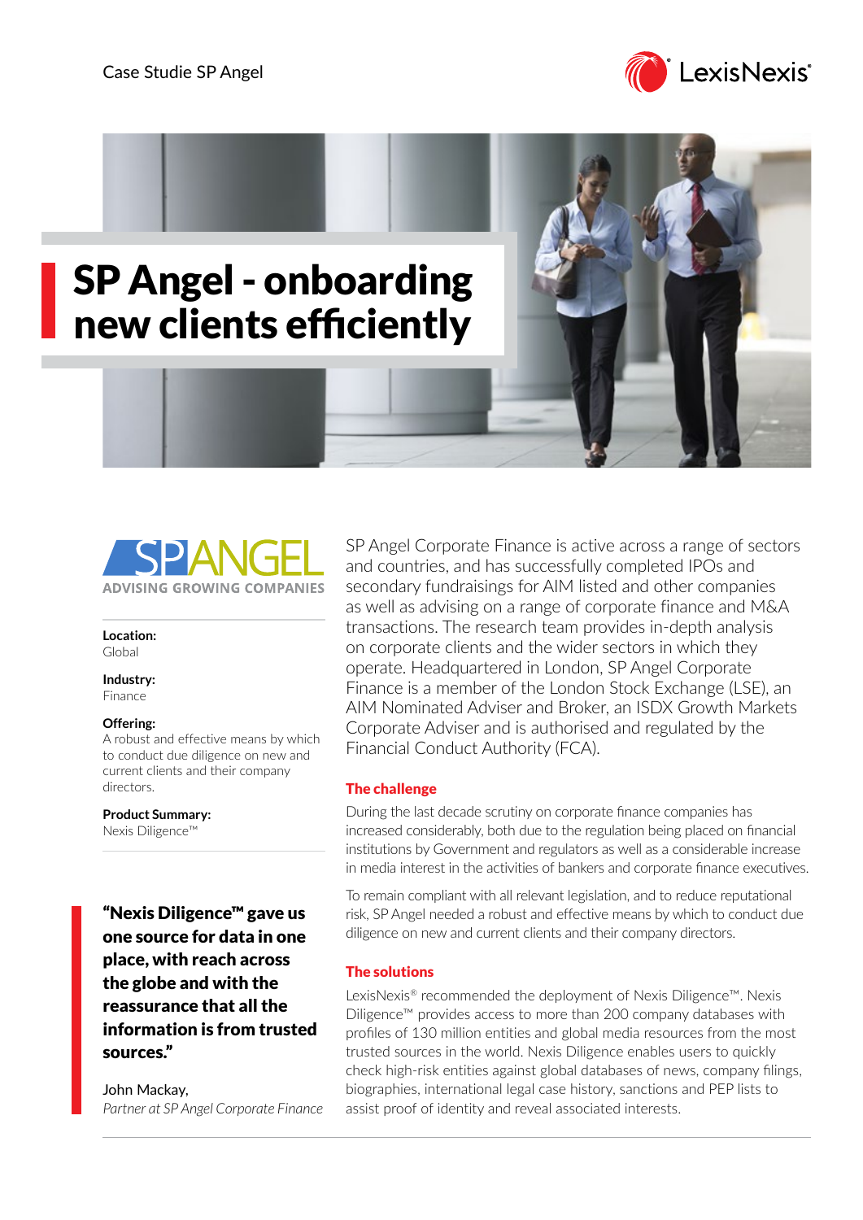Case Studie SP Angel

# SP Angel - onboarding new clients efficiently

SP ANGEL
ADVISING GROWING COMPANIES

**Location:**
Global

**Industry:**
Finance

**Offering:**
A robust and effective means by which to conduct due diligence on new and current clients and their company directors.

**Product Summary:**
Nexis Diligence™

> **"Nexis Diligence™ gave us one source for data in one place, with reach across the globe and with the reassurance that all the information is from trusted sources."**
>
> John Mackay,
> *Partner at SP Angel Corporate Finance*

SP Angel Corporate Finance is active across a range of sectors and countries, and has successfully completed IPOs and secondary fundraisings for AIM listed and other companies as well as advising on a range of corporate finance and M&A transactions. The research team provides in-depth analysis on corporate clients and the wider sectors in which they operate. Headquartered in London, SP Angel Corporate Finance is a member of the London Stock Exchange (LSE), an AIM Nominated Adviser and Broker, an ISDX Growth Markets Corporate Adviser and is authorised and regulated by the Financial Conduct Authority (FCA).

## The challenge

During the last decade scrutiny on corporate finance companies has increased considerably, both due to the regulation being placed on financial institutions by Government and regulators as well as a considerable increase in media interest in the activities of bankers and corporate finance executives.

To remain compliant with all relevant legislation, and to reduce reputational risk, SP Angel needed a robust and effective means by which to conduct due diligence on new and current clients and their company directors.

## The solutions

LexisNexis® recommended the deployment of Nexis Diligence™. Nexis Diligence™ provides access to more than 200 company databases with profiles of 130 million entities and global media resources from the most trusted sources in the world. Nexis Diligence enables users to quickly check high-risk entities against global databases of news, company filings, biographies, international legal case history, sanctions and PEP lists to assist proof of identity and reveal associated interests.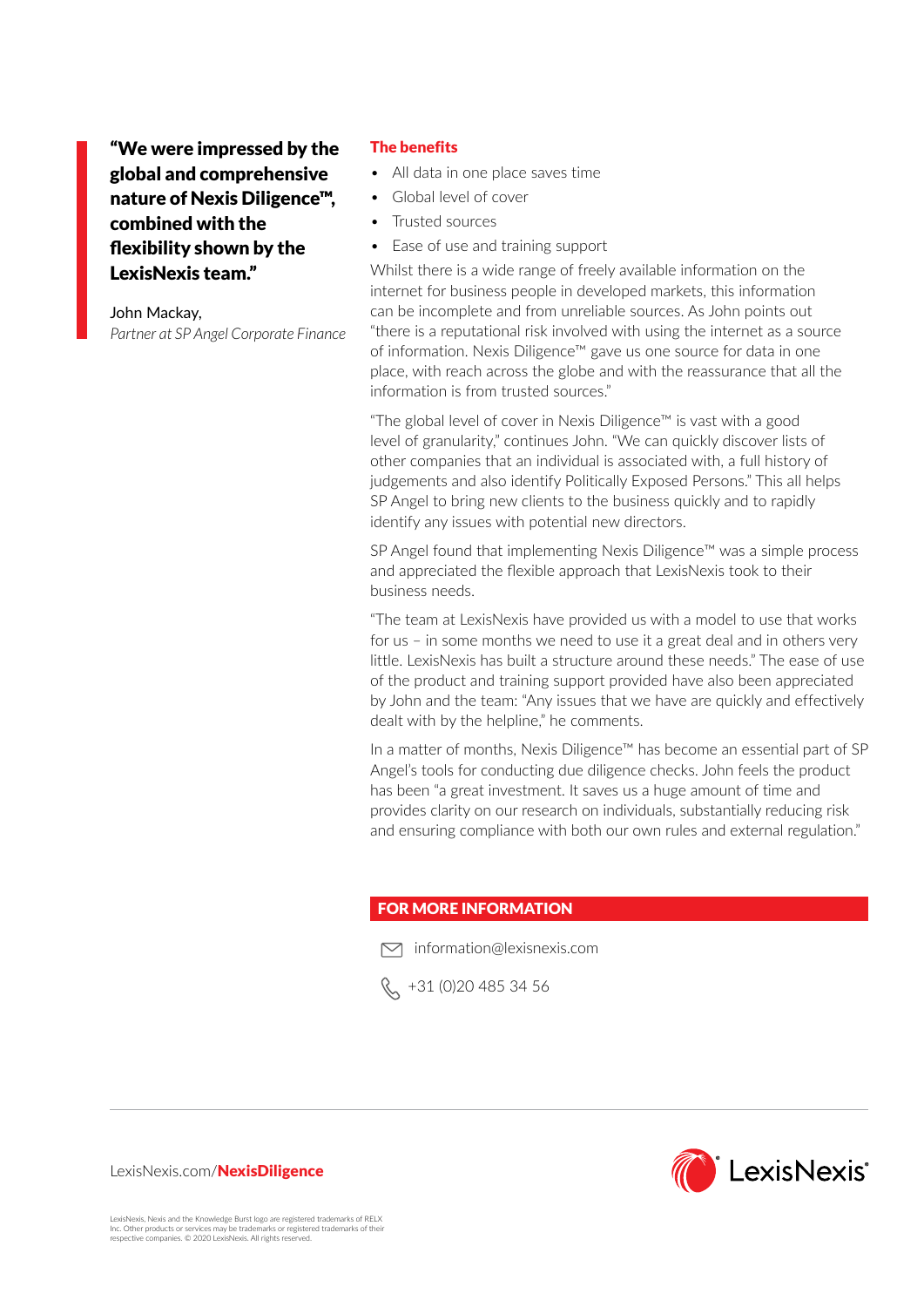> **"We were impressed by the global and comprehensive nature of Nexis Diligence™, combined with the flexibility shown by the LexisNexis team."**
>
> John Mackay,
> *Partner at SP Angel Corporate Finance*

## The benefits

- All data in one place saves time
- Global level of cover
- Trusted sources
- Ease of use and training support

Whilst there is a wide range of freely available information on the internet for business people in developed markets, this information can be incomplete and from unreliable sources. As John points out "there is a reputational risk involved with using the internet as a source of information. Nexis Diligence™ gave us one source for data in one place, with reach across the globe and with the reassurance that all the information is from trusted sources."

"The global level of cover in Nexis Diligence™ is vast with a good level of granularity," continues John. "We can quickly discover lists of other companies that an individual is associated with, a full history of judgements and also identify Politically Exposed Persons." This all helps SP Angel to bring new clients to the business quickly and to rapidly identify any issues with potential new directors.

SP Angel found that implementing Nexis Diligence™ was a simple process and appreciated the flexible approach that LexisNexis took to their business needs.

"The team at LexisNexis have provided us with a model to use that works for us – in some months we need to use it a great deal and in others very little. LexisNexis has built a structure around these needs." The ease of use of the product and training support provided have also been appreciated by John and the team: "Any issues that we have are quickly and effectively dealt with by the helpline," he comments.

In a matter of months, Nexis Diligence™ has become an essential part of SP Angel's tools for conducting due diligence checks. John feels the product has been "a great investment. It saves us a huge amount of time and provides clarity on our research on individuals, substantially reducing risk and ensuring compliance with both our own rules and external regulation."

## FOR MORE INFORMATION

information@lexisnexis.com

+31 (0)20 485 34 56

LexisNexis.com/**NexisDiligence**

LexisNexis®

LexisNexis, Nexis and the Knowledge Burst logo are registered trademarks of RELX Inc. Other products or services may be trademarks or registered trademarks of their respective companies. © 2020 LexisNexis. All rights reserved.